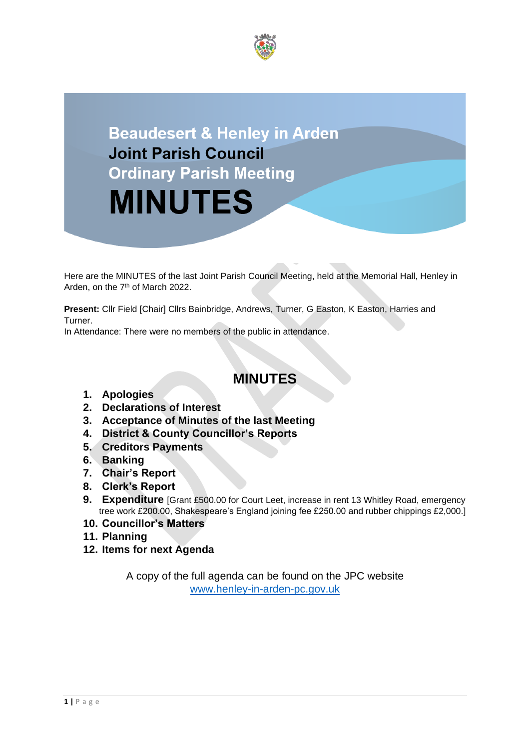# Beaudesert & Henley in Arden Joint Parish Council Ordinary Parish Meeting

# MINUTES

Here are the MINUTES of the last Joint Parish Council Meeting, held at the Memorial Hall, Henley in Arden, on the 7th of March 2022.

**Present:** Cllr Field [Chair] Cllrs Bainbridge, Andrews, Turner, G Easton, K Easton, Harries and Turner.
In Attendance: There were no members of the public in attendance.

## MINUTES

1. **Apologies**
2. **Declarations of Interest**
3. **Acceptance of Minutes of the last Meeting**
4. **District & County Councillor's Reports**
5. **Creditors Payments**
6. **Banking**
7. **Chair's Report**
8. **Clerk's Report**
9. **Expenditure** [Grant £500.00 for Court Leet, increase in rent 13 Whitley Road, emergency tree work £200.00, Shakespeare's England joining fee £250.00 and rubber chippings £2,000.]
10. **Councillor's Matters**
11. **Planning**
12. **Items for next Agenda**

A copy of the full agenda can be found on the JPC website
www.henley-in-arden-pc.gov.uk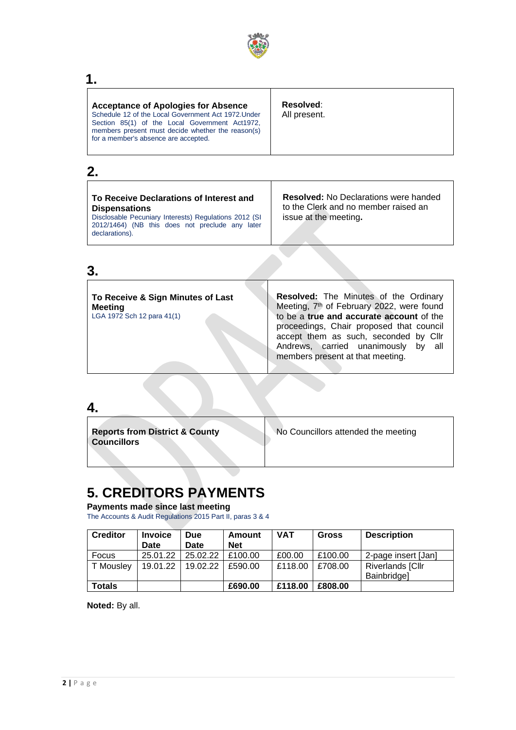## 1.

| | |
|---|---|
| **Acceptance of Apologies for Absence**<br>Schedule 12 of the Local Government Act 1972.Under Section 85(1) of the Local Government Act1972, members present must decide whether the reason(s) for a member's absence are accepted. | **Resolved**:<br>All present. |

## 2.

| | |
|---|---|
| **To Receive Declarations of Interest and Dispensations**<br>Disclosable Pecuniary Interests) Regulations 2012 (SI 2012/1464) (NB this does not preclude any later declarations). | **Resolved:** No Declarations were handed to the Clerk and no member raised an issue at the meeting**.** |

## 3.

| | |
|---|---|
| **To Receive & Sign Minutes of Last Meeting**<br>LGA 1972 Sch 12 para 41(1) | **Resolved:** The Minutes of the Ordinary Meeting, 7th of February 2022, were found to be a **true and accurate account** of the proceedings, Chair proposed that council accept them as such, seconded by Cllr Andrews, carried unanimously by all members present at that meeting. |

## 4.

| | |
|---|---|
| **Reports from District & County Councillors** | No Councillors attended the meeting |

# 5. CREDITORS PAYMENTS

**Payments made since last meeting**

The Accounts & Audit Regulations 2015 Part II, paras 3 & 4

| Creditor | Invoice Date | Due Date | Amount Net | VAT | Gross | Description |
|---|---|---|---|---|---|---|
| Focus | 25.01.22 | 25.02.22 | £100.00 | £00.00 | £100.00 | 2-page insert [Jan] |
| T Mousley | 19.01.22 | 19.02.22 | £590.00 | £118.00 | £708.00 | Riverlands [Cllr Bainbridge] |
| **Totals** | | | **£690.00** | **£118.00** | **£808.00** | |

**Noted:** By all.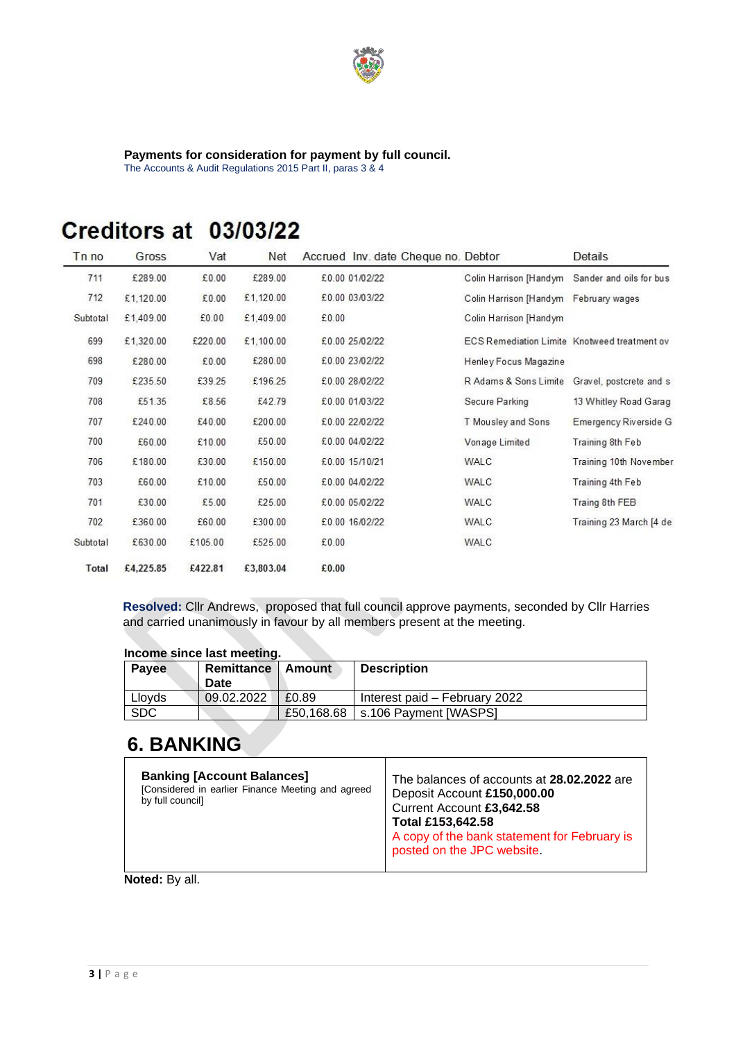**Payments for consideration for payment by full council.**
The Accounts & Audit Regulations 2015 Part II, paras 3 & 4

# Creditors at 03/03/22

| Tn no | Gross | Vat | Net | Accrued | Inv. date | Cheque no. | Debtor | Details |
|---|---|---|---|---|---|---|---|---|
| 711 | £289.00 | £0.00 | £289.00 | £0.00 | 01/02/22 | | Colin Harrison [Handym | Sander and oils for bus |
| 712 | £1,120.00 | £0.00 | £1,120.00 | £0.00 | 03/03/22 | | Colin Harrison [Handym | February wages |
| Subtotal | £1,409.00 | £0.00 | £1,409.00 | £0.00 | | | Colin Harrison [Handym | |
| 699 | £1,320.00 | £220.00 | £1,100.00 | £0.00 | 25/02/22 | | ECS Remediation Limite | Knotweed treatment ov |
| 698 | £280.00 | £0.00 | £280.00 | £0.00 | 23/02/22 | | Henley Focus Magazine | |
| 709 | £235.50 | £39.25 | £196.25 | £0.00 | 28/02/22 | | R Adams & Sons Limite | Gravel, postcrete and s |
| 708 | £51.35 | £8.56 | £42.79 | £0.00 | 01/03/22 | | Secure Parking | 13 Whitley Road Garag |
| 707 | £240.00 | £40.00 | £200.00 | £0.00 | 22/02/22 | | T Mousley and Sons | Emergency Riverside G |
| 700 | £60.00 | £10.00 | £50.00 | £0.00 | 04/02/22 | | Vonage Limited | Training 8th Feb |
| 706 | £180.00 | £30.00 | £150.00 | £0.00 | 15/10/21 | | WALC | Training 10th November |
| 703 | £60.00 | £10.00 | £50.00 | £0.00 | 04/02/22 | | WALC | Training 4th Feb |
| 701 | £30.00 | £5.00 | £25.00 | £0.00 | 05/02/22 | | WALC | Traing 8th FEB |
| 702 | £360.00 | £60.00 | £300.00 | £0.00 | 16/02/22 | | WALC | Training 23 March [4 de |
| Subtotal | £630.00 | £105.00 | £525.00 | £0.00 | | | WALC | |
| **Total** | **£4,225.85** | **£422.81** | **£3,803.04** | **£0.00** | | | | |

**Resolved:** Cllr Andrews, proposed that full council approve payments, seconded by Cllr Harries and carried unanimously in favour by all members present at the meeting.

**Income since last meeting.**

| Payee | Remittance Date | Amount | Description |
|---|---|---|---|
| Lloyds | 09.02.2022 | £0.89 | Interest paid – February 2022 |
| SDC | | £50,168.68 | s.106 Payment [WASPS] |

# 6. BANKING

| | |
|---|---|
| **Banking [Account Balances]** [Considered in earlier Finance Meeting and agreed by full council] | The balances of accounts at **28.02.2022** are Deposit Account **£150,000.00** Current Account **£3,642.58** **Total £153,642.58** A copy of the bank statement for February is posted on the JPC website. |

**Noted:** By all.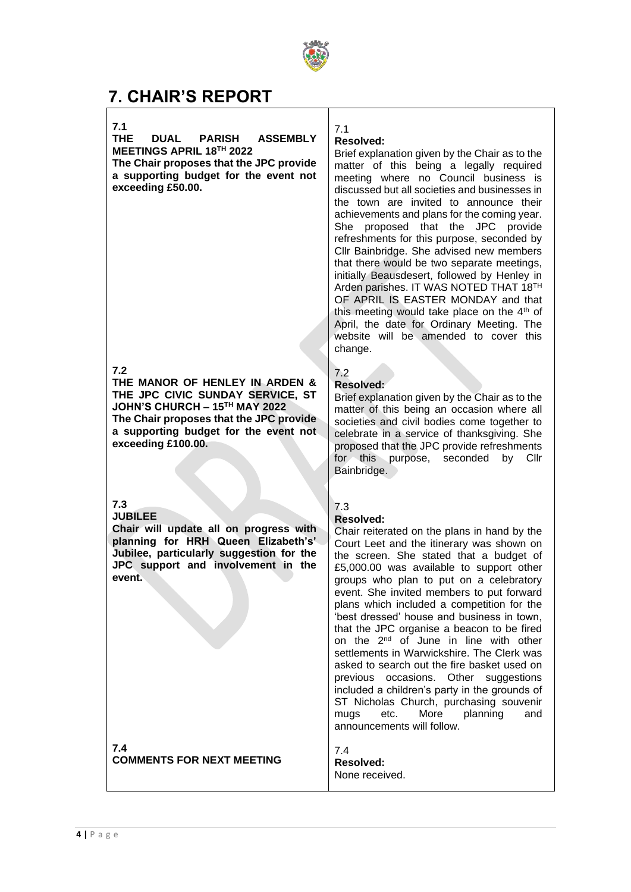# 7. CHAIR'S REPORT

| | |
|---|---|
| **7.1**<br>**THE DUAL PARISH ASSEMBLY MEETINGS APRIL 18TH 2022**<br>**The Chair proposes that the JPC provide a supporting budget for the event not exceeding £50.00.** | 7.1<br>**Resolved:**<br>Brief explanation given by the Chair as to the matter of this being a legally required meeting where no Council business is discussed but all societies and businesses in the town are invited to announce their achievements and plans for the coming year. She proposed that the JPC provide refreshments for this purpose, seconded by Cllr Bainbridge. She advised new members that there would be two separate meetings, initially Beausdesert, followed by Henley in Arden parishes. IT WAS NOTED THAT 18TH OF APRIL IS EASTER MONDAY and that this meeting would take place on the 4th of April, the date for Ordinary Meeting. The website will be amended to cover this change. |
| **7.2**<br>**THE MANOR OF HENLEY IN ARDEN & THE JPC CIVIC SUNDAY SERVICE, ST JOHN'S CHURCH – 15TH MAY 2022**<br>**The Chair proposes that the JPC provide a supporting budget for the event not exceeding £100.00.** | 7.2<br>**Resolved:**<br>Brief explanation given by the Chair as to the matter of this being an occasion where all societies and civil bodies come together to celebrate in a service of thanksgiving. She proposed that the JPC provide refreshments for this purpose, seconded by Cllr Bainbridge. |
| **7.3**<br>**JUBILEE**<br>**Chair will update all on progress with planning for HRH Queen Elizabeth's' Jubilee, particularly suggestion for the JPC support and involvement in the event.** | 7.3<br>**Resolved:**<br>Chair reiterated on the plans in hand by the Court Leet and the itinerary was shown on the screen. She stated that a budget of £5,000.00 was available to support other groups who plan to put on a celebratory event. She invited members to put forward plans which included a competition for the 'best dressed' house and business in town, that the JPC organise a beacon to be fired on the 2nd of June in line with other settlements in Warwickshire. The Clerk was asked to search out the fire basket used on previous occasions. Other suggestions included a children's party in the grounds of ST Nicholas Church, purchasing souvenir mugs etc. More planning and announcements will follow. |
| **7.4**<br>**COMMENTS FOR NEXT MEETING** | 7.4<br>**Resolved:**<br>None received. |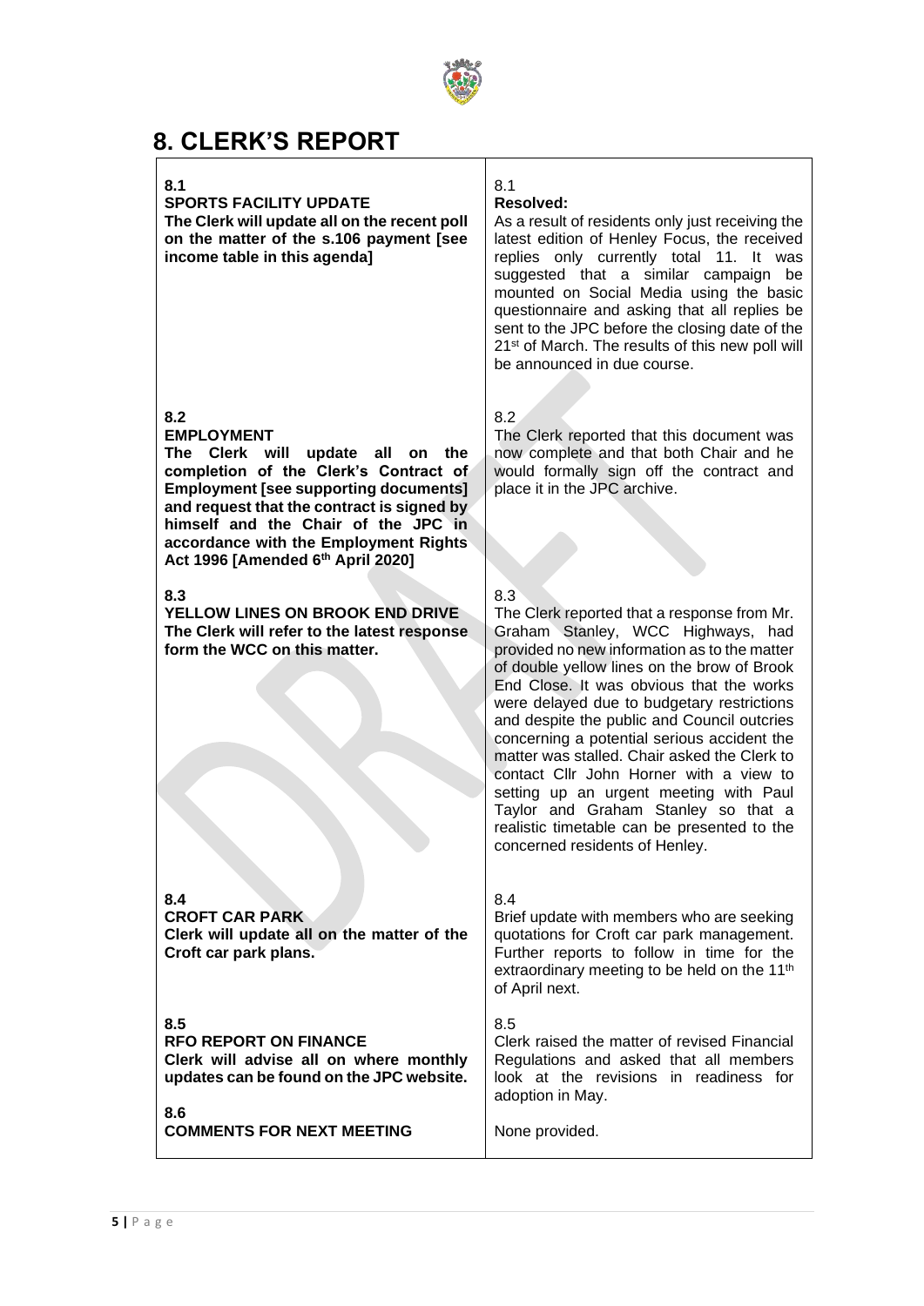# 8. CLERK'S REPORT

| | |
|---|---|
| **8.1**<br>**SPORTS FACILITY UPDATE**<br>**The Clerk will update all on the recent poll on the matter of the s.106 payment [see income table in this agenda]** | 8.1<br>**Resolved:**<br>As a result of residents only just receiving the latest edition of Henley Focus, the received replies only currently total 11. It was suggested that a similar campaign be mounted on Social Media using the basic questionnaire and asking that all replies be sent to the JPC before the closing date of the 21st of March. The results of this new poll will be announced in due course. |
| **8.2**<br>**EMPLOYMENT**<br>**The Clerk will update all on the completion of the Clerk's Contract of Employment [see supporting documents] and request that the contract is signed by himself and the Chair of the JPC in accordance with the Employment Rights Act 1996 [Amended 6th April 2020]** | 8.2<br>The Clerk reported that this document was now complete and that both Chair and he would formally sign off the contract and place it in the JPC archive. |
| **8.3**<br>**YELLOW LINES ON BROOK END DRIVE**<br>**The Clerk will refer to the latest response form the WCC on this matter.** | 8.3<br>The Clerk reported that a response from Mr. Graham Stanley, WCC Highways, had provided no new information as to the matter of double yellow lines on the brow of Brook End Close. It was obvious that the works were delayed due to budgetary restrictions and despite the public and Council outcries concerning a potential serious accident the matter was stalled. Chair asked the Clerk to contact Cllr John Horner with a view to setting up an urgent meeting with Paul Taylor and Graham Stanley so that a realistic timetable can be presented to the concerned residents of Henley. |
| **8.4**<br>**CROFT CAR PARK**<br>**Clerk will update all on the matter of the Croft car park plans.** | 8.4<br>Brief update with members who are seeking quotations for Croft car park management. Further reports to follow in time for the extraordinary meeting to be held on the 11th of April next. |
| **8.5**<br>**RFO REPORT ON FINANCE**<br>**Clerk will advise all on where monthly updates can be found on the JPC website.** | 8.5<br>Clerk raised the matter of revised Financial Regulations and asked that all members look at the revisions in readiness for adoption in May. |
| **8.6**<br>**COMMENTS FOR NEXT MEETING** | None provided. |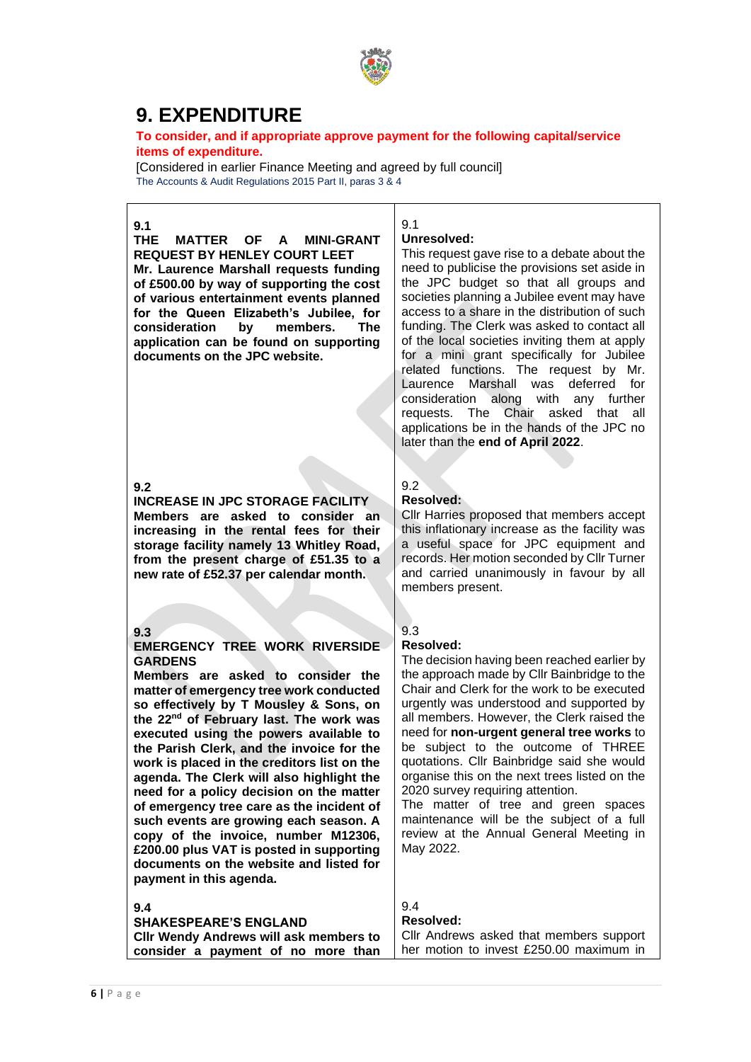# 9. EXPENDITURE

**To consider, and if appropriate approve payment for the following capital/service items of expenditure.**

[Considered in earlier Finance Meeting and agreed by full council]

The Accounts & Audit Regulations 2015 Part II, paras 3 & 4

| | |
|---|---|
| **9.1**<br>**THE MATTER OF A MINI-GRANT REQUEST BY HENLEY COURT LEET**<br>**Mr. Laurence Marshall requests funding of £500.00 by way of supporting the cost of various entertainment events planned for the Queen Elizabeth's Jubilee, for consideration by members. The application can be found on supporting documents on the JPC website.** | 9.1<br>**Unresolved:**<br>This request gave rise to a debate about the need to publicise the provisions set aside in the JPC budget so that all groups and societies planning a Jubilee event may have access to a share in the distribution of such funding. The Clerk was asked to contact all of the local societies inviting them at apply for a mini grant specifically for Jubilee related functions. The request by Mr. Laurence Marshall was deferred for consideration along with any further requests. The Chair asked that all applications be in the hands of the JPC no later than the **end of April 2022**. |
| **9.2**<br>**INCREASE IN JPC STORAGE FACILITY**<br>**Members are asked to consider an increasing in the rental fees for their storage facility namely 13 Whitley Road, from the present charge of £51.35 to a new rate of £52.37 per calendar month.** | 9.2<br>**Resolved:**<br>Cllr Harries proposed that members accept this inflationary increase as the facility was a useful space for JPC equipment and records. Her motion seconded by Cllr Turner and carried unanimously in favour by all members present. |
| **9.3**<br>**EMERGENCY TREE WORK RIVERSIDE GARDENS**<br>**Members are asked to consider the matter of emergency tree work conducted so effectively by T Mousley & Sons, on the 22nd of February last. The work was executed using the powers available to the Parish Clerk, and the invoice for the work is placed in the creditors list on the agenda. The Clerk will also highlight the need for a policy decision on the matter of emergency tree care as the incident of such events are growing each season. A copy of the invoice, number M12306, £200.00 plus VAT is posted in supporting documents on the website and listed for payment in this agenda.** | 9.3<br>**Resolved:**<br>The decision having been reached earlier by the approach made by Cllr Bainbridge to the Chair and Clerk for the work to be executed urgently was understood and supported by all members. However, the Clerk raised the need for **non-urgent general tree works** to be subject to the outcome of THREE quotations. Cllr Bainbridge said she would organise this on the next trees listed on the 2020 survey requiring attention.<br>The matter of tree and green spaces maintenance will be the subject of a full review at the Annual General Meeting in May 2022. |
| **9.4**<br>**SHAKESPEARE'S ENGLAND**<br>**Cllr Wendy Andrews will ask members to consider a payment of no more than** | 9.4<br>**Resolved:**<br>Cllr Andrews asked that members support her motion to invest £250.00 maximum in |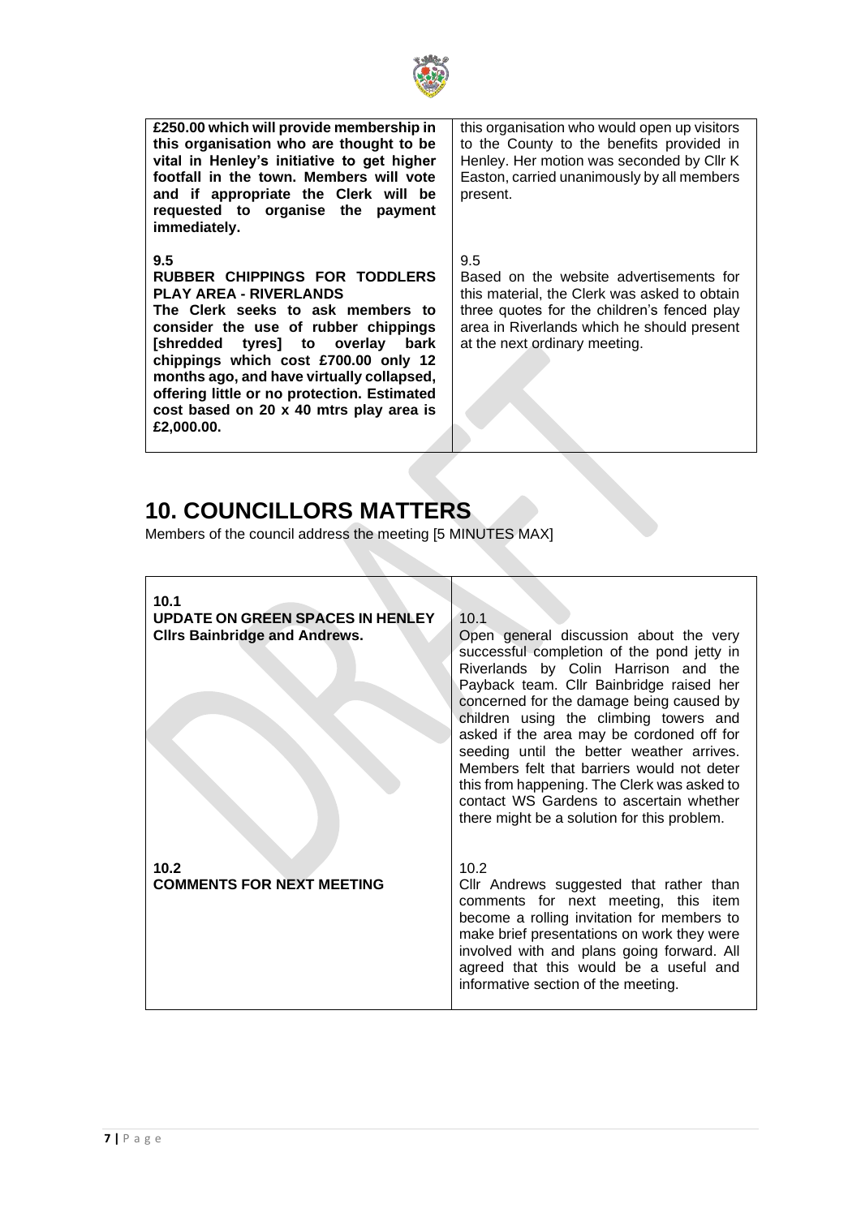| | |
|---|---|
| **£250.00 which will provide membership in this organisation who are thought to be vital in Henley's initiative to get higher footfall in the town. Members will vote and if appropriate the Clerk will be requested to organise the payment immediately.** | this organisation who would open up visitors to the County to the benefits provided in Henley. Her motion was seconded by Cllr K Easton, carried unanimously by all members present. |
| **9.5**<br>**RUBBER CHIPPINGS FOR TODDLERS PLAY AREA - RIVERLANDS**<br>**The Clerk seeks to ask members to consider the use of rubber chippings [shredded tyres] to overlay bark chippings which cost £700.00 only 12 months ago, and have virtually collapsed, offering little or no protection. Estimated cost based on 20 x 40 mtrs play area is £2,000.00.** | 9.5<br>Based on the website advertisements for this material, the Clerk was asked to obtain three quotes for the children's fenced play area in Riverlands which he should present at the next ordinary meeting. |

# 10. COUNCILLORS MATTERS

Members of the council address the meeting [5 MINUTES MAX]

| | |
|---|---|
| **10.1**<br>**UPDATE ON GREEN SPACES IN HENLEY**<br>**Cllrs Bainbridge and Andrews.** | 10.1<br>Open general discussion about the very successful completion of the pond jetty in Riverlands by Colin Harrison and the Payback team. Cllr Bainbridge raised her concerned for the damage being caused by children using the climbing towers and asked if the area may be cordoned off for seeding until the better weather arrives. Members felt that barriers would not deter this from happening. The Clerk was asked to contact WS Gardens to ascertain whether there might be a solution for this problem. |
| **10.2**<br>**COMMENTS FOR NEXT MEETING** | 10.2<br>Cllr Andrews suggested that rather than comments for next meeting, this item become a rolling invitation for members to make brief presentations on work they were involved with and plans going forward. All agreed that this would be a useful and informative section of the meeting. |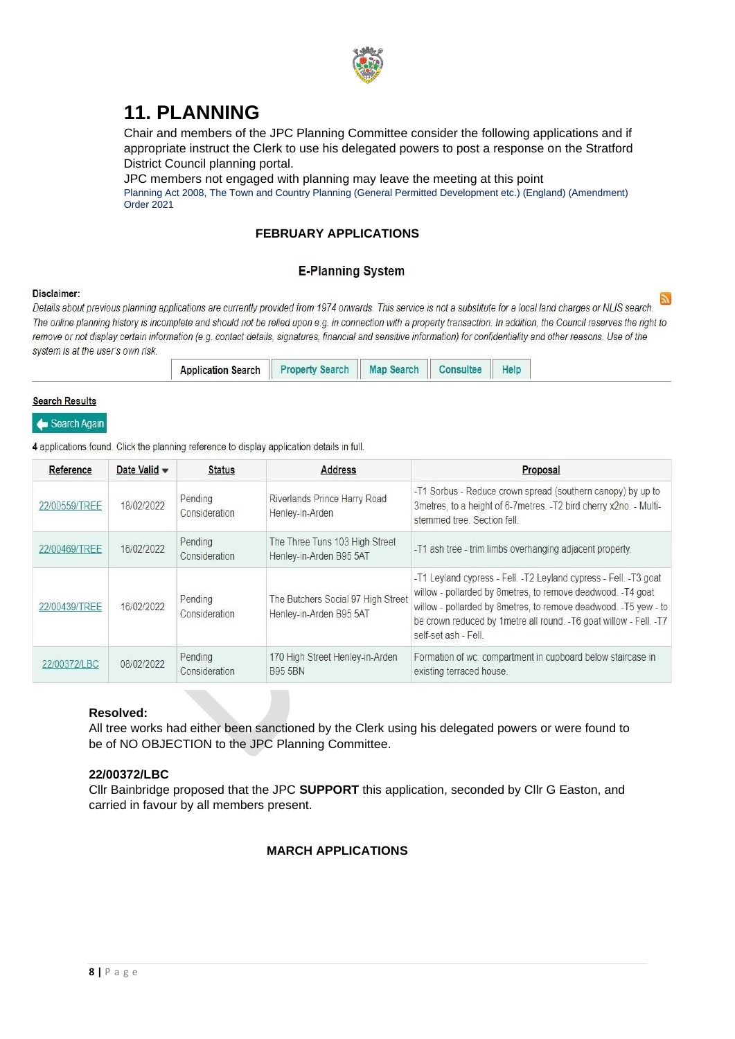# 11. PLANNING

Chair and members of the JPC Planning Committee consider the following applications and if appropriate instruct the Clerk to use his delegated powers to post a response on the Stratford District Council planning portal.

JPC members not engaged with planning may leave the meeting at this point

Planning Act 2008, The Town and Country Planning (General Permitted Development etc.) (England) (Amendment) Order 2021

**FEBRUARY APPLICATIONS**

**E-Planning System**

**Disclaimer:**

*Details about previous planning applications are currently provided from 1974 onwards. This service is not a substitute for a local land charges or NLIS search. The online planning history is incomplete and should not be relied upon e.g. in connection with a property transaction. In addition, the Council reserves the right to remove or not display certain information (e.g. contact details, signatures, financial and sensitive information) for confidentiality and other reasons. Use of the system is at the user's own risk.*

Application Search | Property Search | Map Search | Consultee | Help

Search Results

Search Again

**4** applications found. Click the planning reference to display application details in full.

| Reference | Date Valid | Status | Address | Proposal |
|---|---|---|---|---|
| 22/00559/TREE | 18/02/2022 | Pending Consideration | Riverlands Prince Harry Road Henley-in-Arden | -T1 Sorbus - Reduce crown spread (southern canopy) by up to 3metres, to a height of 6-7metres. -T2 bird cherry x2no. - Multi-stemmed tree. Section fell. |
| 22/00469/TREE | 16/02/2022 | Pending Consideration | The Three Tuns 103 High Street Henley-in-Arden B95 5AT | -T1 ash tree - trim limbs overhanging adjacent property. |
| 22/00439/TREE | 16/02/2022 | Pending Consideration | The Butchers Social 97 High Street Henley-in-Arden B95 5AT | -T1 Leyland cypress - Fell. -T2 Leyland cypress - Fell. -T3 goat willow - pollarded by 8metres, to remove deadwood. -T4 goat willow - pollarded by 8metres, to remove deadwood. -T5 yew - to be crown reduced by 1metre all round. -T6 goat willow - Fell. -T7 self-set ash - Fell. |
| 22/00372/LBC | 08/02/2022 | Pending Consideration | 170 High Street Henley-in-Arden B95 5BN | Formation of wc. compartment in cupboard below staircase in existing terraced house. |

**Resolved:**

All tree works had either been sanctioned by the Clerk using his delegated powers or were found to be of NO OBJECTION to the JPC Planning Committee.

**22/00372/LBC**

Cllr Bainbridge proposed that the JPC **SUPPORT** this application, seconded by Cllr G Easton, and carried in favour by all members present.

**MARCH APPLICATIONS**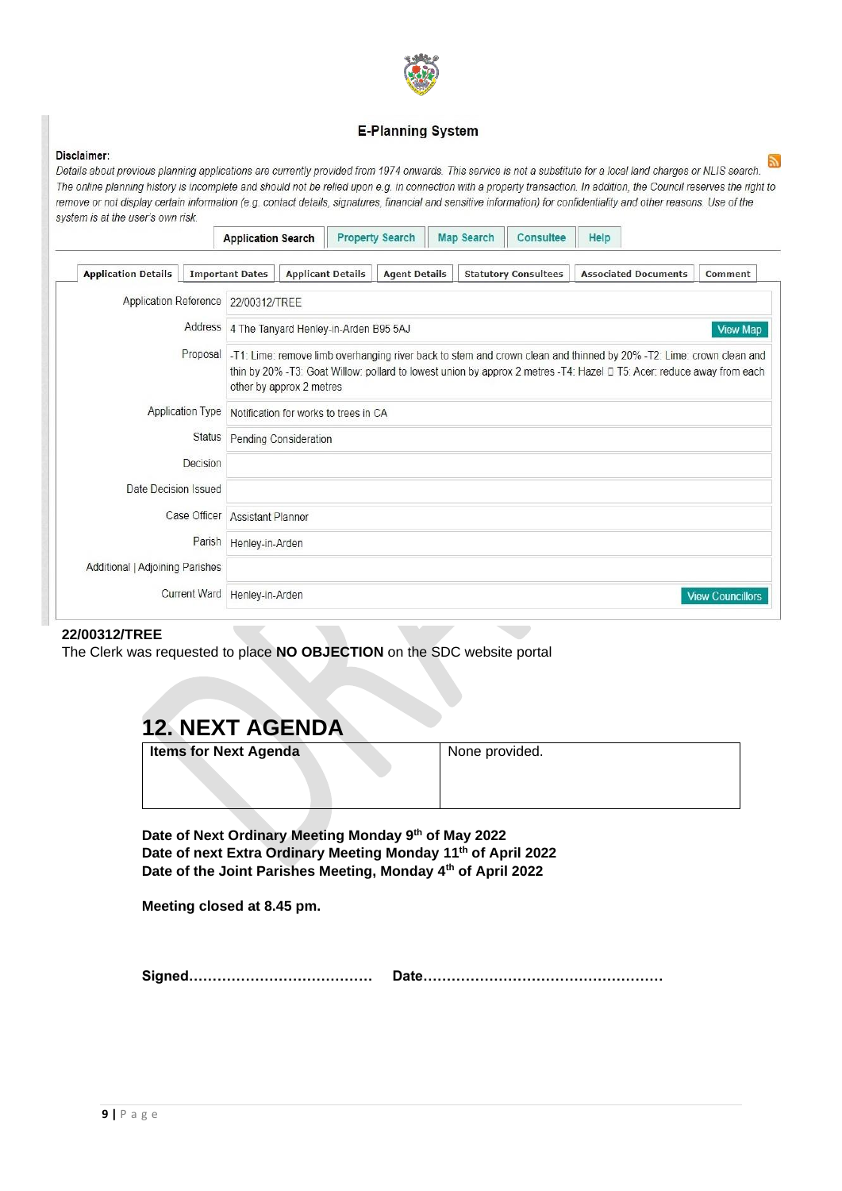E-Planning System

Disclaimer:

*Details about previous planning applications are currently provided from 1974 onwards. This service is not a substitute for a local land charges or NLIS search. The online planning history is incomplete and should not be relied upon e.g. in connection with a property transaction. In addition, the Council reserves the right to remove or not display certain information (e.g. contact details, signatures, financial and sensitive information) for confidentiality and other reasons. Use of the system is at the user's own risk.*

Application Search | Property Search | Map Search | Consultee | Help

Application Details | Important Dates | Applicant Details | Agent Details | Statutory Consultees | Associated Documents | Comment

| | |
|---|---|
| Application Reference | 22/00312/TREE |
| Address | 4 The Tanyard Henley-in-Arden B95 5AJ |
| Proposal | -T1: Lime: remove limb overhanging river back to stem and crown clean and thinned by 20% -T2: Lime: crown clean and thin by 20% -T3: Goat Willow: pollard to lowest union by approx 2 metres -T4: Hazel T5: Acer: reduce away from each other by approx 2 metres |
| Application Type | Notification for works to trees in CA |
| Status | Pending Consideration |
| Decision | |
| Date Decision Issued | |
| Case Officer | Assistant Planner |
| Parish | Henley-in-Arden |
| Additional \| Adjoining Parishes | |
| Current Ward | Henley-in-Arden |

**22/00312/TREE**

The Clerk was requested to place **NO OBJECTION** on the SDC website portal

## 12. NEXT AGENDA

| | |
|---|---|
| **Items for Next Agenda** | None provided. |

**Date of Next Ordinary Meeting Monday 9th of May 2022**

**Date of next Extra Ordinary Meeting Monday 11th of April 2022**

**Date of the Joint Parishes Meeting, Monday 4th of April 2022**

**Meeting closed at 8.45 pm.**

**Signed…………………………………  Date……………………………………………**